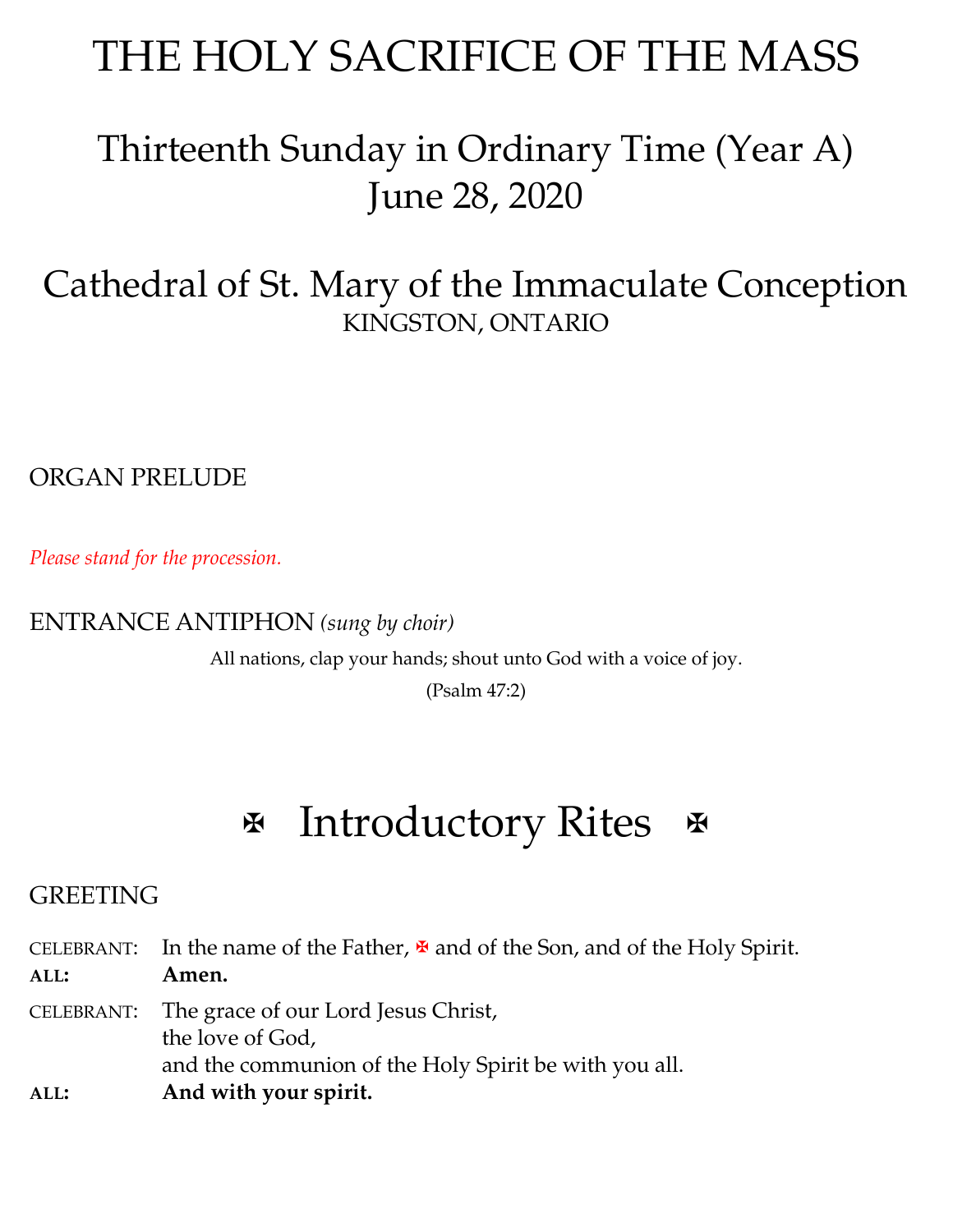# THE HOLY SACRIFICE OF THE MASS

## Thirteenth Sunday in Ordinary Time (Year A)
## June 28, 2020

## Cathedral of St. Mary of the Immaculate Conception
KINGSTON, ONTARIO

ORGAN PRELUDE

*Please stand for the procession.*

ENTRANCE ANTIPHON *(sung by choir)*

All nations, clap your hands; shout unto God with a voice of joy.

(Psalm 47:2)

# ✠ Introductory Rites ✠

GREETING

CELEBRANT: In the name of the Father, ✠ and of the Son, and of the Holy Spirit.
**ALL: Amen.**

CELEBRANT: The grace of our Lord Jesus Christ,
the love of God,
and the communion of the Holy Spirit be with you all.
**ALL: And with your spirit.**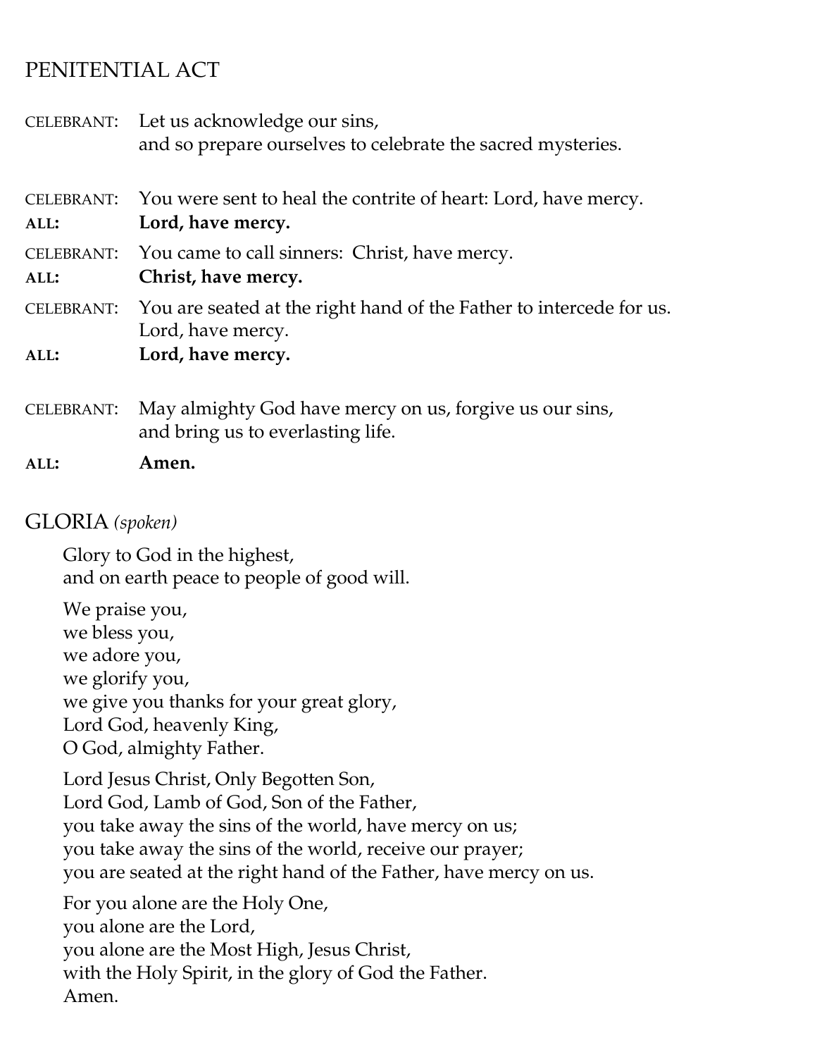## PENITENTIAL ACT

CELEBRANT: Let us acknowledge our sins,
and so prepare ourselves to celebrate the sacred mysteries.

CELEBRANT: You were sent to heal the contrite of heart: Lord, have mercy.
**ALL: Lord, have mercy.**

CELEBRANT: You came to call sinners: Christ, have mercy.
**ALL: Christ, have mercy.**

CELEBRANT: You are seated at the right hand of the Father to intercede for us.
Lord, have mercy.
**ALL: Lord, have mercy.**

CELEBRANT: May almighty God have mercy on us, forgive us our sins,
and bring us to everlasting life.
**ALL: Amen.**

## GLORIA *(spoken)*

Glory to God in the highest,
and on earth peace to people of good will.

We praise you,
we bless you,
we adore you,
we glorify you,
we give you thanks for your great glory,
Lord God, heavenly King,
O God, almighty Father.

Lord Jesus Christ, Only Begotten Son,
Lord God, Lamb of God, Son of the Father,
you take away the sins of the world, have mercy on us;
you take away the sins of the world, receive our prayer;
you are seated at the right hand of the Father, have mercy on us.

For you alone are the Holy One,
you alone are the Lord,
you alone are the Most High, Jesus Christ,
with the Holy Spirit, in the glory of God the Father.
Amen.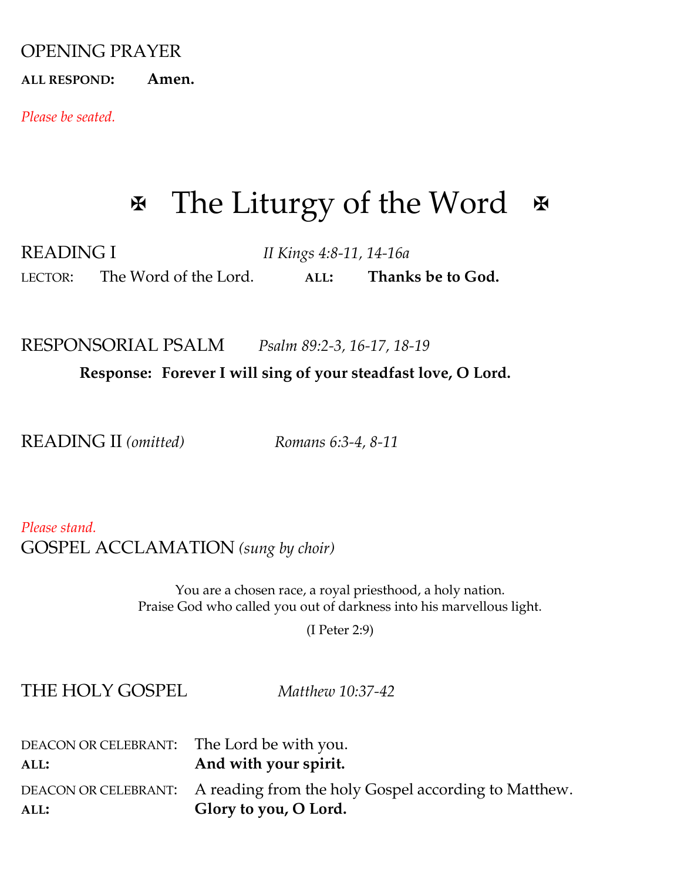OPENING PRAYER

**ALL RESPOND:** **Amen.**

*Please be seated.*

# ✠ The Liturgy of the Word ✠

READING I *II Kings 4:8-11, 14-16a*

LECTOR: The Word of the Lord. **ALL:** **Thanks be to God.**

RESPONSORIAL PSALM *Psalm 89:2-3, 16-17, 18-19*

**Response: Forever I will sing of your steadfast love, O Lord.**

READING II *(omitted)* *Romans 6:3-4, 8-11*

*Please stand.*

GOSPEL ACCLAMATION *(sung by choir)*

You are a chosen race, a royal priesthood, a holy nation.
Praise God who called you out of darkness into his marvellous light.

(I Peter 2:9)

THE HOLY GOSPEL *Matthew 10:37-42*

DEACON OR CELEBRANT: The Lord be with you.
**ALL:** **And with your spirit.**

DEACON OR CELEBRANT: A reading from the holy Gospel according to Matthew.
**ALL:** **Glory to you, O Lord.**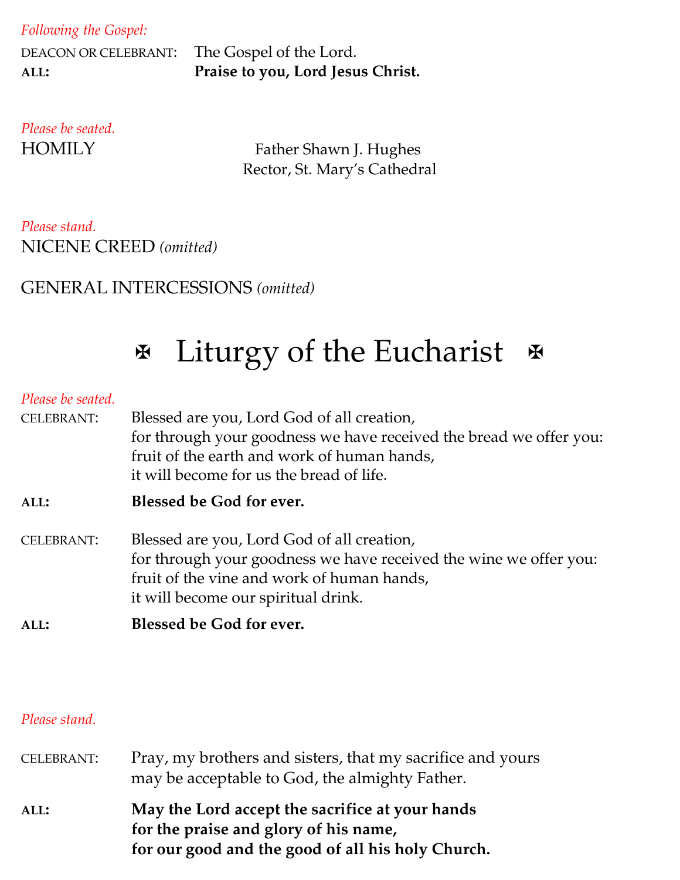*Following the Gospel:*

DEACON OR CELEBRANT: The Gospel of the Lord.
**ALL: Praise to you, Lord Jesus Christ.**

*Please be seated.*

HOMILY

Father Shawn J. Hughes
Rector, St. Mary's Cathedral

*Please stand.*

NICENE CREED *(omitted)*

GENERAL INTERCESSIONS *(omitted)*

# ✠ Liturgy of the Eucharist ✠

*Please be seated.*

CELEBRANT: Blessed are you, Lord God of all creation,
for through your goodness we have received the bread we offer you:
fruit of the earth and work of human hands,
it will become for us the bread of life.

**ALL: Blessed be God for ever.**

CELEBRANT: Blessed are you, Lord God of all creation,
for through your goodness we have received the wine we offer you:
fruit of the vine and work of human hands,
it will become our spiritual drink.

**ALL: Blessed be God for ever.**

*Please stand.*

CELEBRANT: Pray, my brothers and sisters, that my sacrifice and yours
may be acceptable to God, the almighty Father.

**ALL: May the Lord accept the sacrifice at your hands
for the praise and glory of his name,
for our good and the good of all his holy Church.**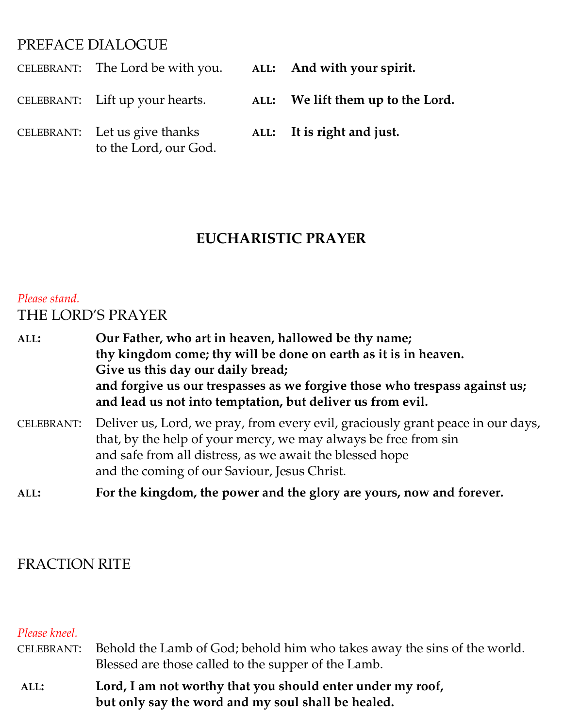## PREFACE DIALOGUE

CELEBRANT: The Lord be with you. **ALL: And with your spirit.**

CELEBRANT: Lift up your hearts. **ALL: We lift them up to the Lord.**

CELEBRANT: Let us give thanks to the Lord, our God. **ALL: It is right and just.**

## EUCHARISTIC PRAYER

*Please stand.*

## THE LORD'S PRAYER

**ALL: Our Father, who art in heaven, hallowed be thy name;
thy kingdom come; thy will be done on earth as it is in heaven.
Give us this day our daily bread;
and forgive us our trespasses as we forgive those who trespass against us;
and lead us not into temptation, but deliver us from evil.**

CELEBRANT: Deliver us, Lord, we pray, from every evil, graciously grant peace in our days,
that, by the help of your mercy, we may always be free from sin
and safe from all distress, as we await the blessed hope
and the coming of our Saviour, Jesus Christ.

**ALL: For the kingdom, the power and the glory are yours, now and forever.**

## FRACTION RITE

*Please kneel.*

CELEBRANT: Behold the Lamb of God; behold him who takes away the sins of the world.
Blessed are those called to the supper of the Lamb.

**ALL: Lord, I am not worthy that you should enter under my roof,
but only say the word and my soul shall be healed.**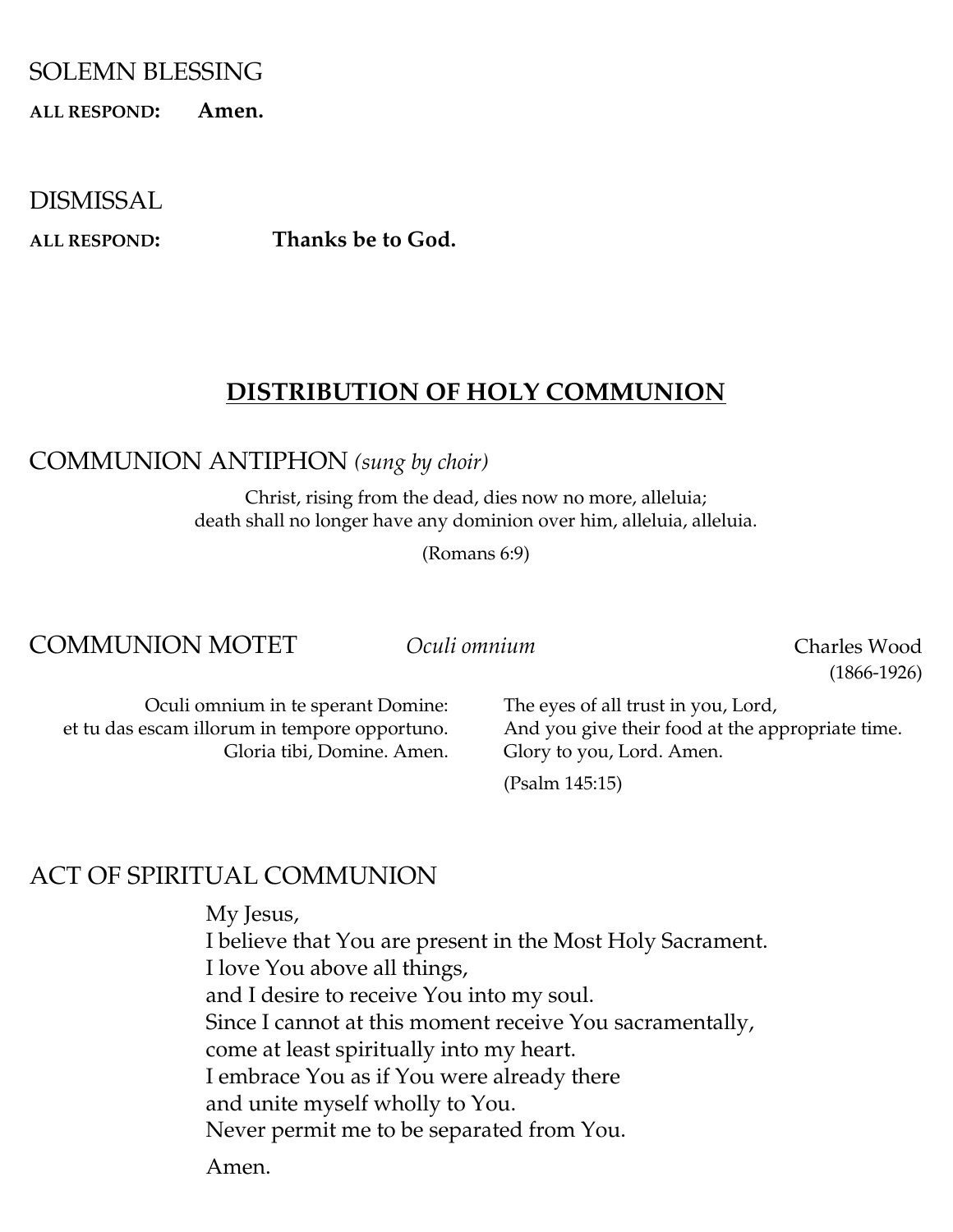## SOLEMN BLESSING

**ALL RESPOND:** **Amen.**

## DISMISSAL

**ALL RESPOND:** **Thanks be to God.**

# DISTRIBUTION OF HOLY COMMUNION

## COMMUNION ANTIPHON *(sung by choir)*

Christ, rising from the dead, dies now no more, alleluia;
death shall no longer have any dominion over him, alleluia, alleluia.

(Romans 6:9)

## COMMUNION MOTET *Oculi omnium* Charles Wood (1866-1926)

Oculi omnium in te sperant Domine:
et tu das escam illorum in tempore opportuno.
Gloria tibi, Domine. Amen.

The eyes of all trust in you, Lord,
And you give their food at the appropriate time.
Glory to you, Lord. Amen.

(Psalm 145:15)

## ACT OF SPIRITUAL COMMUNION

My Jesus,
I believe that You are present in the Most Holy Sacrament.
I love You above all things,
and I desire to receive You into my soul.
Since I cannot at this moment receive You sacramentally,
come at least spiritually into my heart.
I embrace You as if You were already there
and unite myself wholly to You.
Never permit me to be separated from You.

Amen.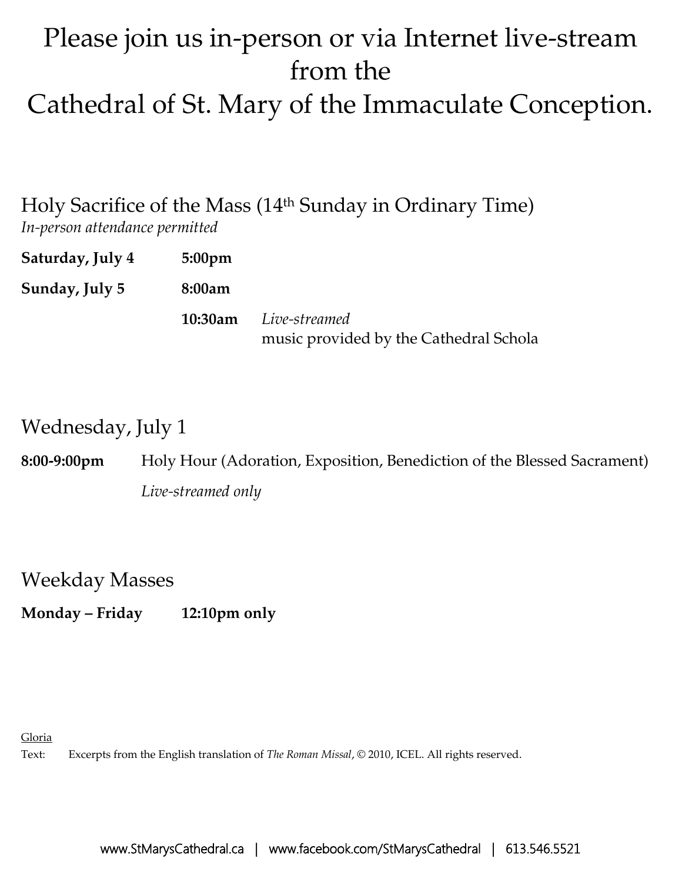# Please join us in-person or via Internet live-stream from the Cathedral of St. Mary of the Immaculate Conception.

## Holy Sacrifice of the Mass (14th Sunday in Ordinary Time)

*In-person attendance permitted*

| | | |
|---|---|---|
| **Saturday, July 4** | **5:00pm** | |
| **Sunday, July 5** | **8:00am** | |
| | **10:30am** | *Live-streamed* music provided by the Cathedral Schola |

## Wednesday, July 1

**8:00-9:00pm** Holy Hour (Adoration, Exposition, Benediction of the Blessed Sacrament)

*Live-streamed only*

## Weekday Masses

**Monday – Friday** **12:10pm only**

Gloria

Text: Excerpts from the English translation of *The Roman Missal*, © 2010, ICEL. All rights reserved.

www.StMarysCathedral.ca | www.facebook.com/StMarysCathedral | 613.546.5521